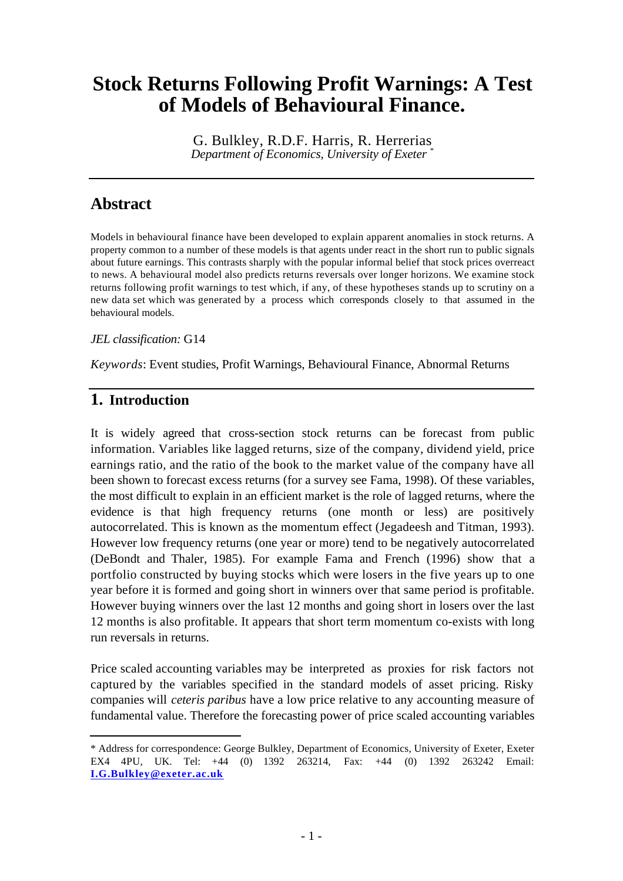# Stock Returns Following Profit Warnings: A Test of Models of Behavioural Finance.

G. Bulkley, R.D.F. Harris, R. Herrerias
*Department of Economics, University of Exeter* [*]

## Abstract

Models in behavioural finance have been developed to explain apparent anomalies in stock returns. A property common to a number of these models is that agents under react in the short run to public signals about future earnings. This contrasts sharply with the popular informal belief that stock prices overreact to news. A behavioural model also predicts returns reversals over longer horizons. We examine stock returns following profit warnings to test which, if any, of these hypotheses stands up to scrutiny on a new data set which was generated by a process which corresponds closely to that assumed in the behavioural models.

*JEL classification:* G14

*Keywords*: Event studies, Profit Warnings, Behavioural Finance, Abnormal Returns

## 1. Introduction

It is widely agreed that cross-section stock returns can be forecast from public information. Variables like lagged returns, size of the company, dividend yield, price earnings ratio, and the ratio of the book to the market value of the company have all been shown to forecast excess returns (for a survey see Fama, 1998). Of these variables, the most difficult to explain in an efficient market is the role of lagged returns, where the evidence is that high frequency returns (one month or less) are positively autocorrelated. This is known as the momentum effect (Jegadeesh and Titman, 1993). However low frequency returns (one year or more) tend to be negatively autocorrelated (DeBondt and Thaler, 1985). For example Fama and French (1996) show that a portfolio constructed by buying stocks which were losers in the five years up to one year before it is formed and going short in winners over that same period is profitable. However buying winners over the last 12 months and going short in losers over the last 12 months is also profitable. It appears that short term momentum co-exists with long run reversals in returns.

Price scaled accounting variables may be interpreted as proxies for risk factors not captured by the variables specified in the standard models of asset pricing. Risky companies will *ceteris paribus* have a low price relative to any accounting measure of fundamental value. Therefore the forecasting power of price scaled accounting variables

---

[*] Address for correspondence: George Bulkley, Department of Economics, University of Exeter, Exeter EX4 4PU, UK. Tel: +44 (0) 1392 263214, Fax: +44 (0) 1392 263242 Email: **I.G.Bulkley@exeter.ac.uk**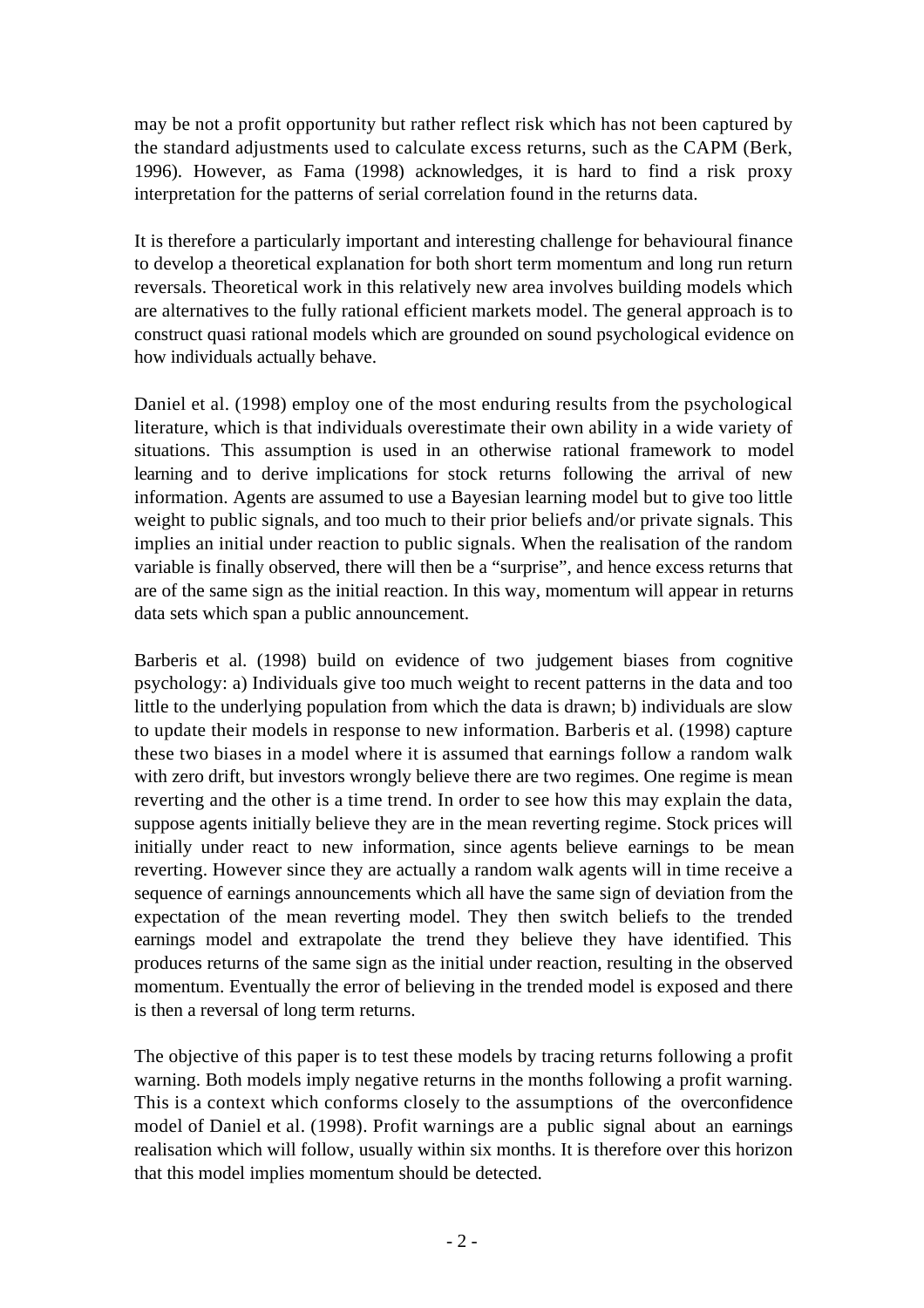may be not a profit opportunity but rather reflect risk which has not been captured by the standard adjustments used to calculate excess returns, such as the CAPM (Berk, 1996). However, as Fama (1998) acknowledges, it is hard to find a risk proxy interpretation for the patterns of serial correlation found in the returns data.

It is therefore a particularly important and interesting challenge for behavioural finance to develop a theoretical explanation for both short term momentum and long run return reversals. Theoretical work in this relatively new area involves building models which are alternatives to the fully rational efficient markets model. The general approach is to construct quasi rational models which are grounded on sound psychological evidence on how individuals actually behave.

Daniel et al. (1998) employ one of the most enduring results from the psychological literature, which is that individuals overestimate their own ability in a wide variety of situations. This assumption is used in an otherwise rational framework to model learning and to derive implications for stock returns following the arrival of new information. Agents are assumed to use a Bayesian learning model but to give too little weight to public signals, and too much to their prior beliefs and/or private signals. This implies an initial under reaction to public signals. When the realisation of the random variable is finally observed, there will then be a "surprise", and hence excess returns that are of the same sign as the initial reaction. In this way, momentum will appear in returns data sets which span a public announcement.

Barberis et al. (1998) build on evidence of two judgement biases from cognitive psychology: a) Individuals give too much weight to recent patterns in the data and too little to the underlying population from which the data is drawn; b) individuals are slow to update their models in response to new information. Barberis et al. (1998) capture these two biases in a model where it is assumed that earnings follow a random walk with zero drift, but investors wrongly believe there are two regimes. One regime is mean reverting and the other is a time trend. In order to see how this may explain the data, suppose agents initially believe they are in the mean reverting regime. Stock prices will initially under react to new information, since agents believe earnings to be mean reverting. However since they are actually a random walk agents will in time receive a sequence of earnings announcements which all have the same sign of deviation from the expectation of the mean reverting model. They then switch beliefs to the trended earnings model and extrapolate the trend they believe they have identified. This produces returns of the same sign as the initial under reaction, resulting in the observed momentum. Eventually the error of believing in the trended model is exposed and there is then a reversal of long term returns.

The objective of this paper is to test these models by tracing returns following a profit warning. Both models imply negative returns in the months following a profit warning. This is a context which conforms closely to the assumptions of the overconfidence model of Daniel et al. (1998). Profit warnings are a public signal about an earnings realisation which will follow, usually within six months. It is therefore over this horizon that this model implies momentum should be detected.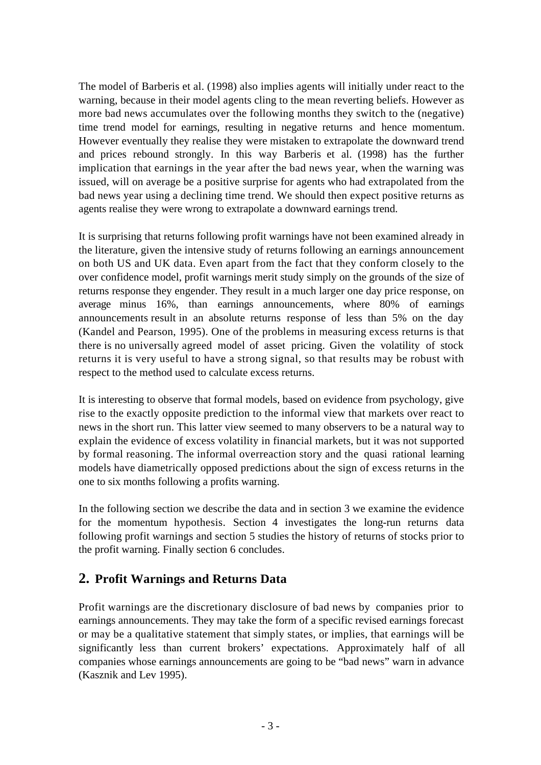The model of Barberis et al. (1998) also implies agents will initially under react to the warning, because in their model agents cling to the mean reverting beliefs. However as more bad news accumulates over the following months they switch to the (negative) time trend model for earnings, resulting in negative returns and hence momentum. However eventually they realise they were mistaken to extrapolate the downward trend and prices rebound strongly. In this way Barberis et al. (1998) has the further implication that earnings in the year after the bad news year, when the warning was issued, will on average be a positive surprise for agents who had extrapolated from the bad news year using a declining time trend. We should then expect positive returns as agents realise they were wrong to extrapolate a downward earnings trend.

It is surprising that returns following profit warnings have not been examined already in the literature, given the intensive study of returns following an earnings announcement on both US and UK data. Even apart from the fact that they conform closely to the over confidence model, profit warnings merit study simply on the grounds of the size of returns response they engender. They result in a much larger one day price response, on average minus 16%, than earnings announcements, where 80% of earnings announcements result in an absolute returns response of less than 5% on the day (Kandel and Pearson, 1995). One of the problems in measuring excess returns is that there is no universally agreed model of asset pricing. Given the volatility of stock returns it is very useful to have a strong signal, so that results may be robust with respect to the method used to calculate excess returns.

It is interesting to observe that formal models, based on evidence from psychology, give rise to the exactly opposite prediction to the informal view that markets over react to news in the short run. This latter view seemed to many observers to be a natural way to explain the evidence of excess volatility in financial markets, but it was not supported by formal reasoning. The informal overreaction story and the quasi rational learning models have diametrically opposed predictions about the sign of excess returns in the one to six months following a profits warning.

In the following section we describe the data and in section 3 we examine the evidence for the momentum hypothesis. Section 4 investigates the long-run returns data following profit warnings and section 5 studies the history of returns of stocks prior to the profit warning. Finally section 6 concludes.

## 2. Profit Warnings and Returns Data

Profit warnings are the discretionary disclosure of bad news by companies prior to earnings announcements. They may take the form of a specific revised earnings forecast or may be a qualitative statement that simply states, or implies, that earnings will be significantly less than current brokers' expectations. Approximately half of all companies whose earnings announcements are going to be "bad news" warn in advance (Kasznik and Lev 1995).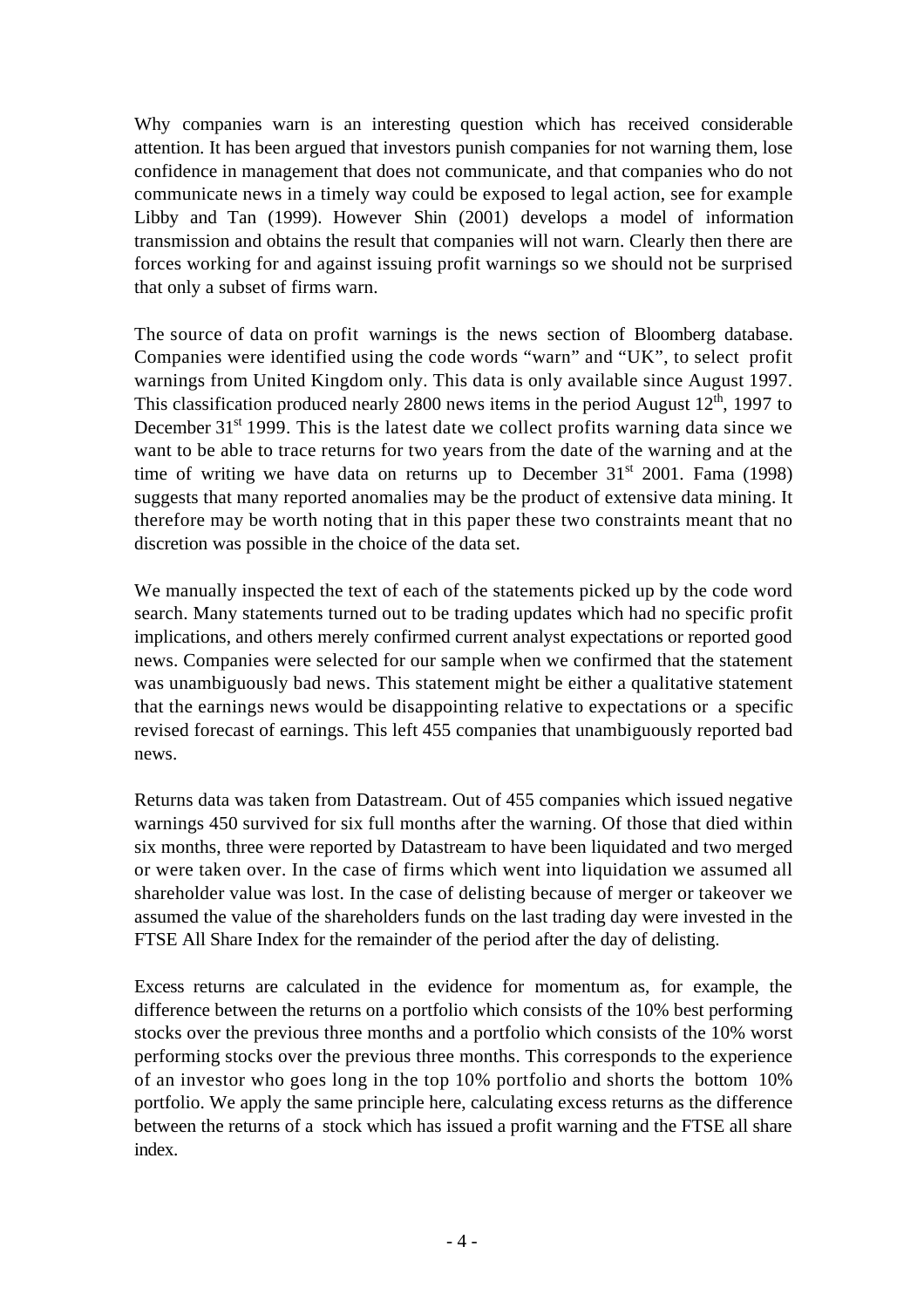Why companies warn is an interesting question which has received considerable attention. It has been argued that investors punish companies for not warning them, lose confidence in management that does not communicate, and that companies who do not communicate news in a timely way could be exposed to legal action, see for example Libby and Tan (1999). However Shin (2001) develops a model of information transmission and obtains the result that companies will not warn. Clearly then there are forces working for and against issuing profit warnings so we should not be surprised that only a subset of firms warn.

The source of data on profit warnings is the news section of Bloomberg database. Companies were identified using the code words "warn" and "UK", to select profit warnings from United Kingdom only. This data is only available since August 1997. This classification produced nearly 2800 news items in the period August 12th, 1997 to December 31st 1999. This is the latest date we collect profits warning data since we want to be able to trace returns for two years from the date of the warning and at the time of writing we have data on returns up to December 31st 2001. Fama (1998) suggests that many reported anomalies may be the product of extensive data mining. It therefore may be worth noting that in this paper these two constraints meant that no discretion was possible in the choice of the data set.

We manually inspected the text of each of the statements picked up by the code word search. Many statements turned out to be trading updates which had no specific profit implications, and others merely confirmed current analyst expectations or reported good news. Companies were selected for our sample when we confirmed that the statement was unambiguously bad news. This statement might be either a qualitative statement that the earnings news would be disappointing relative to expectations or a specific revised forecast of earnings. This left 455 companies that unambiguously reported bad news.

Returns data was taken from Datastream. Out of 455 companies which issued negative warnings 450 survived for six full months after the warning. Of those that died within six months, three were reported by Datastream to have been liquidated and two merged or were taken over. In the case of firms which went into liquidation we assumed all shareholder value was lost. In the case of delisting because of merger or takeover we assumed the value of the shareholders funds on the last trading day were invested in the FTSE All Share Index for the remainder of the period after the day of delisting.

Excess returns are calculated in the evidence for momentum as, for example, the difference between the returns on a portfolio which consists of the 10% best performing stocks over the previous three months and a portfolio which consists of the 10% worst performing stocks over the previous three months. This corresponds to the experience of an investor who goes long in the top 10% portfolio and shorts the bottom 10% portfolio. We apply the same principle here, calculating excess returns as the difference between the returns of a stock which has issued a profit warning and the FTSE all share index.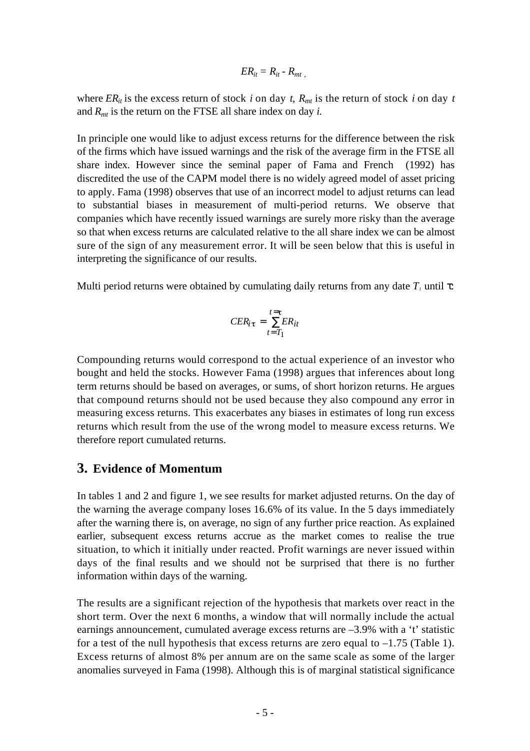$$ER_{it} = R_{it} - R_{mt} \ ,$$

where $ER_{it}$ is the excess return of stock *i* on day *t*, $R_{mt}$ is the return of stock *i* on day *t* and $R_{mt}$ is the return on the FTSE all share index on day *i.*

In principle one would like to adjust excess returns for the difference between the risk of the firms which have issued warnings and the risk of the average firm in the FTSE all share index. However since the seminal paper of Fama and French (1992) has discredited the use of the CAPM model there is no widely agreed model of asset pricing to apply. Fama (1998) observes that use of an incorrect model to adjust returns can lead to substantial biases in measurement of multi-period returns. We observe that companies which have recently issued warnings are surely more risky than the average so that when excess returns are calculated relative to the all share index we can be almost sure of the sign of any measurement error. It will be seen below that this is useful in interpreting the significance of our results.

Multi period returns were obtained by cumulating daily returns from any date $T_1$ until $\tau$:

$$CER_{i\tau} = \sum_{t=T_1}^{t=\tau} ER_{it}$$

Compounding returns would correspond to the actual experience of an investor who bought and held the stocks. However Fama (1998) argues that inferences about long term returns should be based on averages, or sums, of short horizon returns. He argues that compound returns should not be used because they also compound any error in measuring excess returns. This exacerbates any biases in estimates of long run excess returns which result from the use of the wrong model to measure excess returns. We therefore report cumulated returns.

## 3. Evidence of Momentum

In tables 1 and 2 and figure 1, we see results for market adjusted returns. On the day of the warning the average company loses 16.6% of its value. In the 5 days immediately after the warning there is, on average, no sign of any further price reaction. As explained earlier, subsequent excess returns accrue as the market comes to realise the true situation, to which it initially under reacted. Profit warnings are never issued within days of the final results and we should not be surprised that there is no further information within days of the warning.

The results are a significant rejection of the hypothesis that markets over react in the short term. Over the next 6 months, a window that will normally include the actual earnings announcement, cumulated average excess returns are –3.9% with a 't' statistic for a test of the null hypothesis that excess returns are zero equal to –1.75 (Table 1). Excess returns of almost 8% per annum are on the same scale as some of the larger anomalies surveyed in Fama (1998). Although this is of marginal statistical significance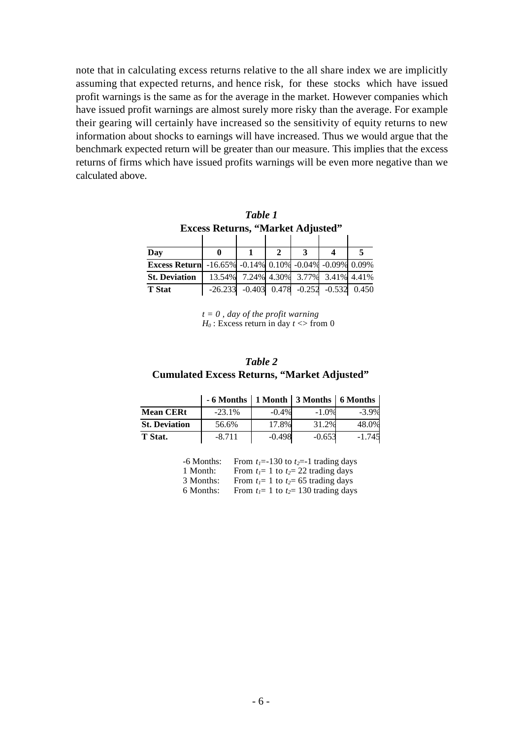note that in calculating excess returns relative to the all share index we are implicitly assuming that expected returns, and hence risk, for these stocks which have issued profit warnings is the same as for the average in the market. However companies which have issued profit warnings are almost surely more risky than the average. For example their gearing will certainly have increased so the sensitivity of equity returns to new information about shocks to earnings will have increased. Thus we would argue that the benchmark expected return will be greater than our measure. This implies that the excess returns of firms which have issued profits warnings will be even more negative than we calculated above.

***Table 1***

**Excess Returns, "Market Adjusted"**

| **Day** | **0** | **1** | **2** | **3** | **4** | **5** |
|---|---|---|---|---|---|---|
| **Excess Return** | -16.65% | -0.14% | 0.10% | -0.04% | -0.09% | 0.09% |
| **St. Deviation** | 13.54% | 7.24% | 4.30% | 3.77% | 3.41% | 4.41% |
| **T Stat** | -26.233 | -0.403 | 0.478 | -0.252 | -0.532 | 0.450 |

*$t = 0$ , day of the profit warning*
$H_0$ : Excess return in day $t$ <> from 0

***Table 2***

**Cumulated Excess Returns, "Market Adjusted"**

| | **- 6 Months** | **1 Month** | **3 Months** | **6 Months** |
|---|---|---|---|---|
| **Mean CERt** | -23.1% | -0.4% | -1.0% | -3.9% |
| **St. Deviation** | 56.6% | 17.8% | 31.2% | 48.0% |
| **T Stat.** | -8.711 | -0.498 | -0.653 | -1.745 |

-6 Months: From $t_1$=-130 to $t_2$=-1 trading days
1 Month: From $t_1$= 1 to $t_2$= 22 trading days
3 Months: From $t_1$= 1 to $t_2$= 65 trading days
6 Months: From $t_1$= 1 to $t_2$= 130 trading days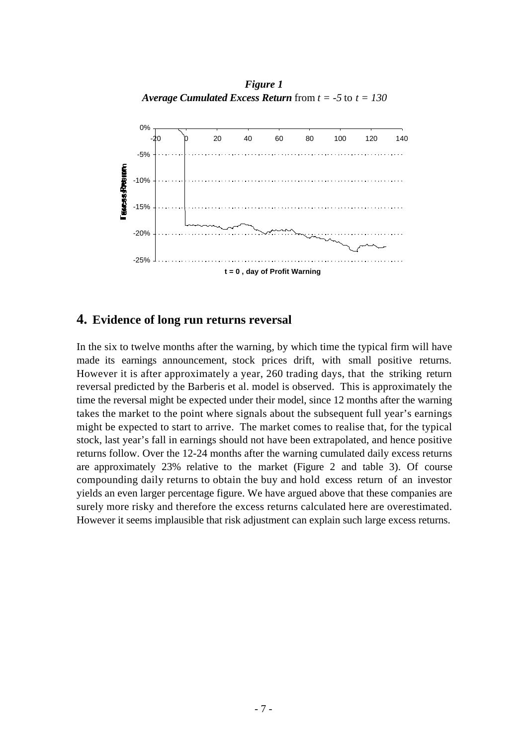***Figure 1***

***Average Cumulated Excess Return*** from $t = -5$ to $t = 130$

## 4. Evidence of long run returns reversal

In the six to twelve months after the warning, by which time the typical firm will have made its earnings announcement, stock prices drift, with small positive returns. However it is after approximately a year, 260 trading days, that the striking return reversal predicted by the Barberis et al. model is observed. This is approximately the time the reversal might be expected under their model, since 12 months after the warning takes the market to the point where signals about the subsequent full year's earnings might be expected to start to arrive. The market comes to realise that, for the typical stock, last year's fall in earnings should not have been extrapolated, and hence positive returns follow. Over the 12-24 months after the warning cumulated daily excess returns are approximately 23% relative to the market (Figure 2 and table 3). Of course compounding daily returns to obtain the buy and hold excess return of an investor yields an even larger percentage figure. We have argued above that these companies are surely more risky and therefore the excess returns calculated here are overestimated. However it seems implausible that risk adjustment can explain such large excess returns.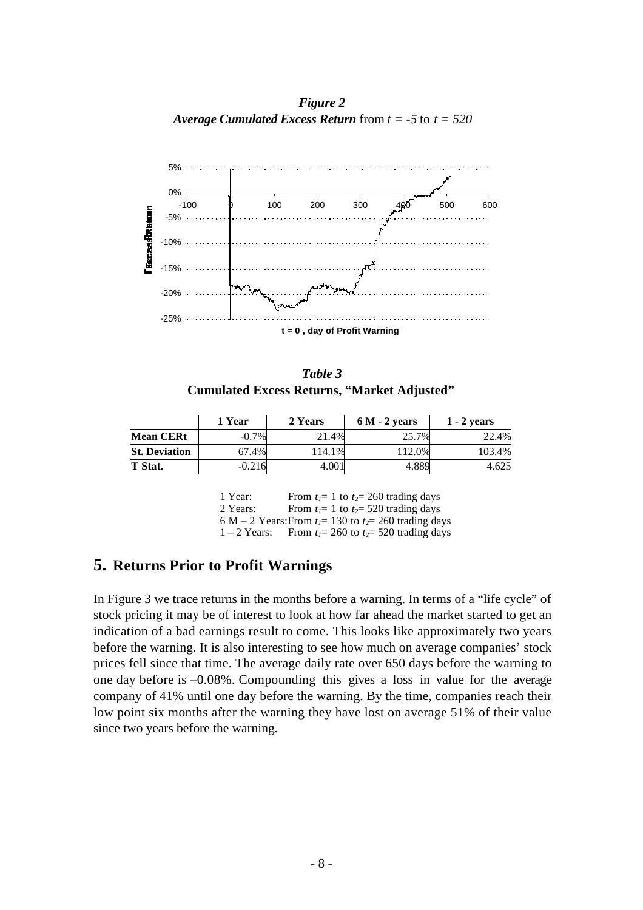*Figure 2*
***Average Cumulated Excess Return*** *from t = -5 to t = 520*

*Table 3*
**Cumulated Excess Returns, "Market Adjusted"**

| | 1 Year | 2 Years | 6 M - 2 years | 1 - 2 years |
|---|---|---|---|---|
| **Mean CERt** | -0.7% | 21.4% | 25.7% | 22.4% |
| **St. Deviation** | 67.4% | 114.1% | 112.0% | 103.4% |
| **T Stat.** | -0.216 | 4.001 | 4.889 | 4.625 |

1 Year: From $t_1 = 1$ to $t_2 = 260$ trading days
2 Years: From $t_1 = 1$ to $t_2 = 520$ trading days
6 M – 2 Years: From $t_1 = 130$ to $t_2 = 260$ trading days
1 – 2 Years: From $t_1 = 260$ to $t_2 = 520$ trading days

## 5. Returns Prior to Profit Warnings

In Figure 3 we trace returns in the months before a warning. In terms of a "life cycle" of stock pricing it may be of interest to look at how far ahead the market started to get an indication of a bad earnings result to come. This looks like approximately two years before the warning. It is also interesting to see how much on average companies' stock prices fell since that time. The average daily rate over 650 days before the warning to one day before is –0.08%. Compounding this gives a loss in value for the average company of 41% until one day before the warning. By the time, companies reach their low point six months after the warning they have lost on average 51% of their value since two years before the warning.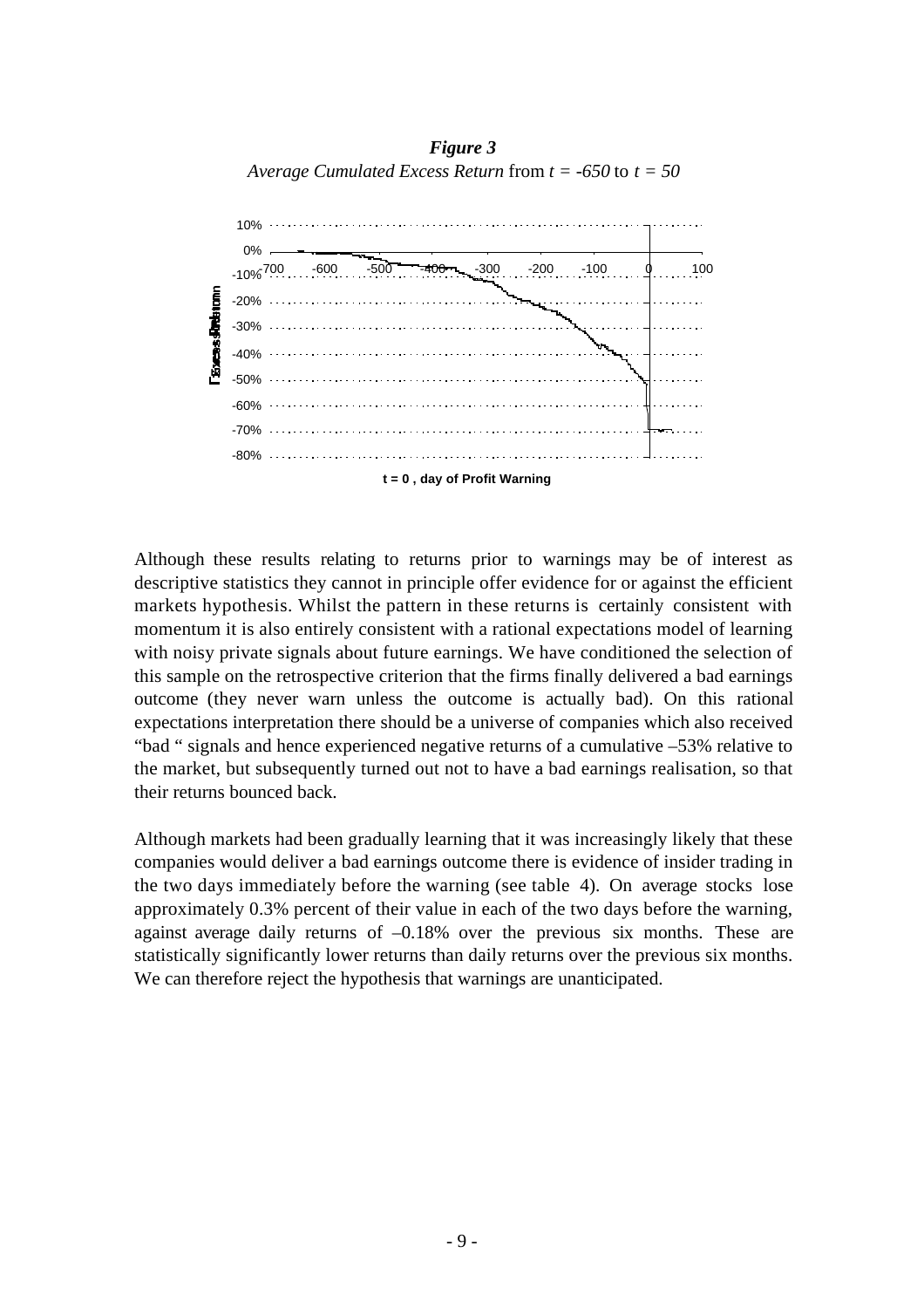***Figure 3***

*Average Cumulated Excess Return* from $t = -650$ to $t = 50$

Although these results relating to returns prior to warnings may be of interest as descriptive statistics they cannot in principle offer evidence for or against the efficient markets hypothesis. Whilst the pattern in these returns is certainly consistent with momentum it is also entirely consistent with a rational expectations model of learning with noisy private signals about future earnings. We have conditioned the selection of this sample on the retrospective criterion that the firms finally delivered a bad earnings outcome (they never warn unless the outcome is actually bad). On this rational expectations interpretation there should be a universe of companies which also received "bad " signals and hence experienced negative returns of a cumulative –53% relative to the market, but subsequently turned out not to have a bad earnings realisation, so that their returns bounced back.

Although markets had been gradually learning that it was increasingly likely that these companies would deliver a bad earnings outcome there is evidence of insider trading in the two days immediately before the warning (see table 4). On average stocks lose approximately 0.3% percent of their value in each of the two days before the warning, against average daily returns of –0.18% over the previous six months. These are statistically significantly lower returns than daily returns over the previous six months. We can therefore reject the hypothesis that warnings are unanticipated.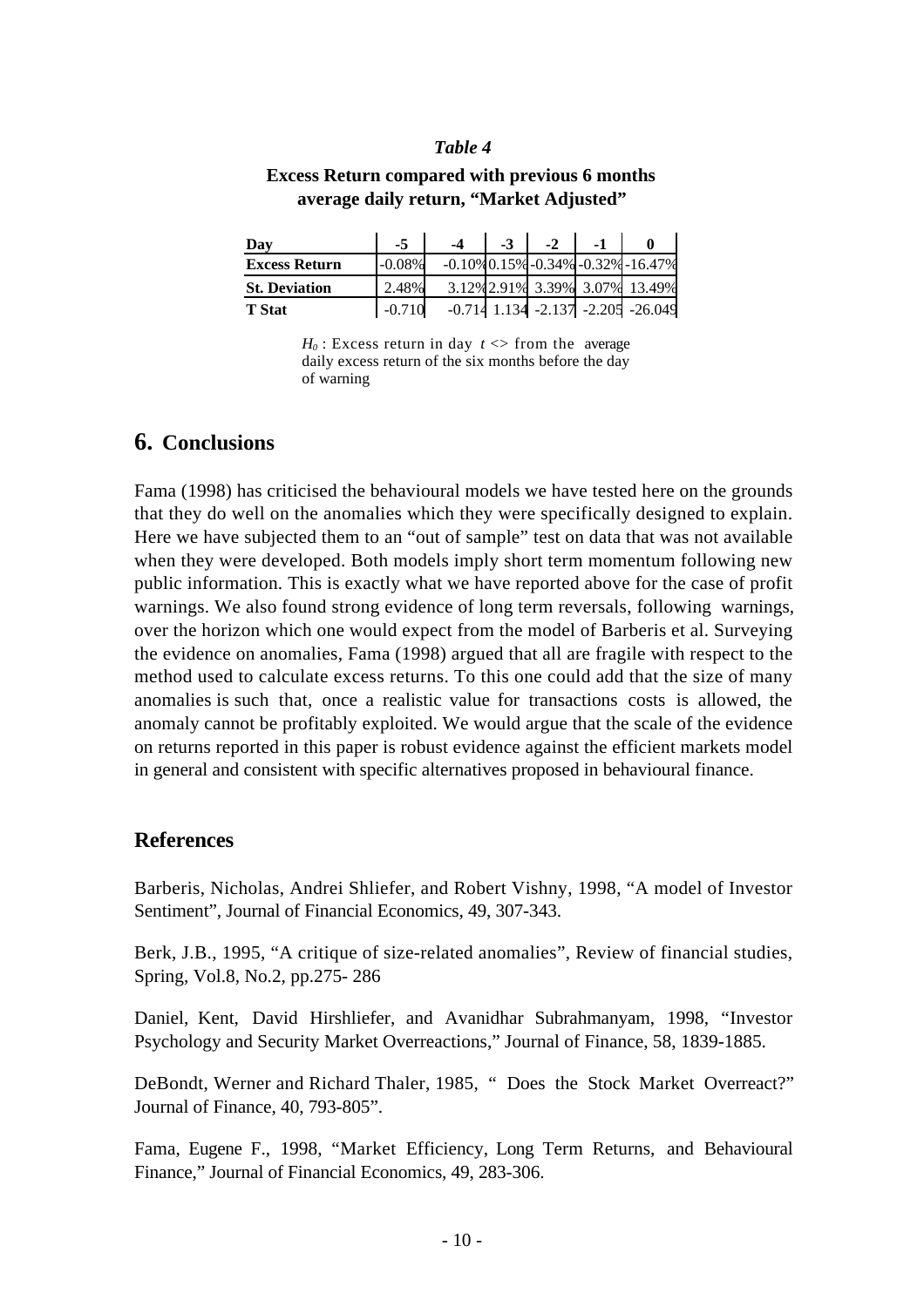*Table 4*

**Excess Return compared with previous 6 months average daily return, "Market Adjusted"**

| Day | -5 | -4 | -3 | -2 | -1 | 0 |
|---|---|---|---|---|---|---|
| **Excess Return** | -0.08% | -0.10% | 0.15% | -0.34% | -0.32% | -16.47% |
| **St. Deviation** | 2.48% | 3.12% | 2.91% | 3.39% | 3.07% | 13.49% |
| **T Stat** | -0.710 | -0.714 | 1.134 | -2.137 | -2.205 | -26.049 |

$H_0$ : Excess return in day $t$ <> from the average daily excess return of the six months before the day of warning

## 6. Conclusions

Fama (1998) has criticised the behavioural models we have tested here on the grounds that they do well on the anomalies which they were specifically designed to explain. Here we have subjected them to an "out of sample" test on data that was not available when they were developed. Both models imply short term momentum following new public information. This is exactly what we have reported above for the case of profit warnings. We also found strong evidence of long term reversals, following warnings, over the horizon which one would expect from the model of Barberis et al. Surveying the evidence on anomalies, Fama (1998) argued that all are fragile with respect to the method used to calculate excess returns. To this one could add that the size of many anomalies is such that, once a realistic value for transactions costs is allowed, the anomaly cannot be profitably exploited. We would argue that the scale of the evidence on returns reported in this paper is robust evidence against the efficient markets model in general and consistent with specific alternatives proposed in behavioural finance.

## References

Barberis, Nicholas, Andrei Shliefer, and Robert Vishny, 1998, "A model of Investor Sentiment", Journal of Financial Economics, 49, 307-343.

Berk, J.B., 1995, "A critique of size-related anomalies", Review of financial studies, Spring, Vol.8, No.2, pp.275- 286

Daniel, Kent, David Hirshliefer, and Avanidhar Subrahmanyam, 1998, "Investor Psychology and Security Market Overreactions," Journal of Finance, 58, 1839-1885.

DeBondt, Werner and Richard Thaler, 1985, " Does the Stock Market Overreact?" Journal of Finance, 40, 793-805".

Fama, Eugene F., 1998, "Market Efficiency, Long Term Returns, and Behavioural Finance," Journal of Financial Economics, 49, 283-306.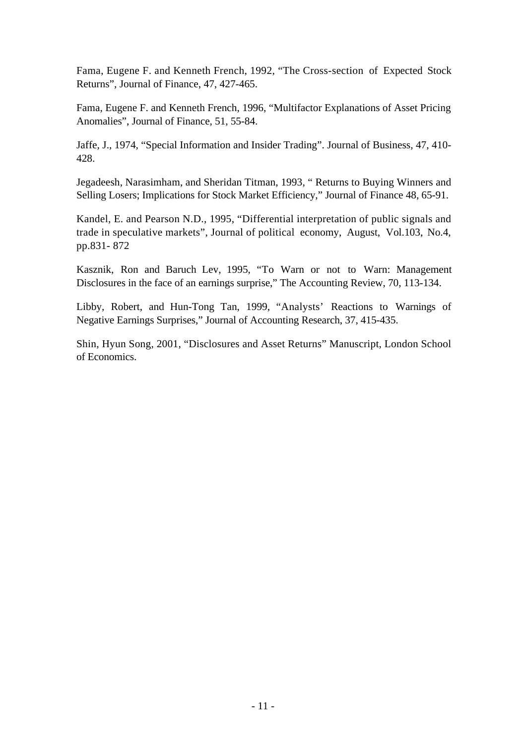Fama, Eugene F. and Kenneth French, 1992, "The Cross-section of Expected Stock Returns", Journal of Finance, 47, 427-465.

Fama, Eugene F. and Kenneth French, 1996, "Multifactor Explanations of Asset Pricing Anomalies", Journal of Finance, 51, 55-84.

Jaffe, J., 1974, "Special Information and Insider Trading". Journal of Business, 47, 410-428.

Jegadeesh, Narasimham, and Sheridan Titman, 1993, " Returns to Buying Winners and Selling Losers; Implications for Stock Market Efficiency," Journal of Finance 48, 65-91.

Kandel, E. and Pearson N.D., 1995, "Differential interpretation of public signals and trade in speculative markets", Journal of political economy, August, Vol.103, No.4, pp.831- 872

Kasznik, Ron and Baruch Lev, 1995, "To Warn or not to Warn: Management Disclosures in the face of an earnings surprise," The Accounting Review, 70, 113-134.

Libby, Robert, and Hun-Tong Tan, 1999, "Analysts' Reactions to Warnings of Negative Earnings Surprises," Journal of Accounting Research, 37, 415-435.

Shin, Hyun Song, 2001, "Disclosures and Asset Returns" Manuscript, London School of Economics.